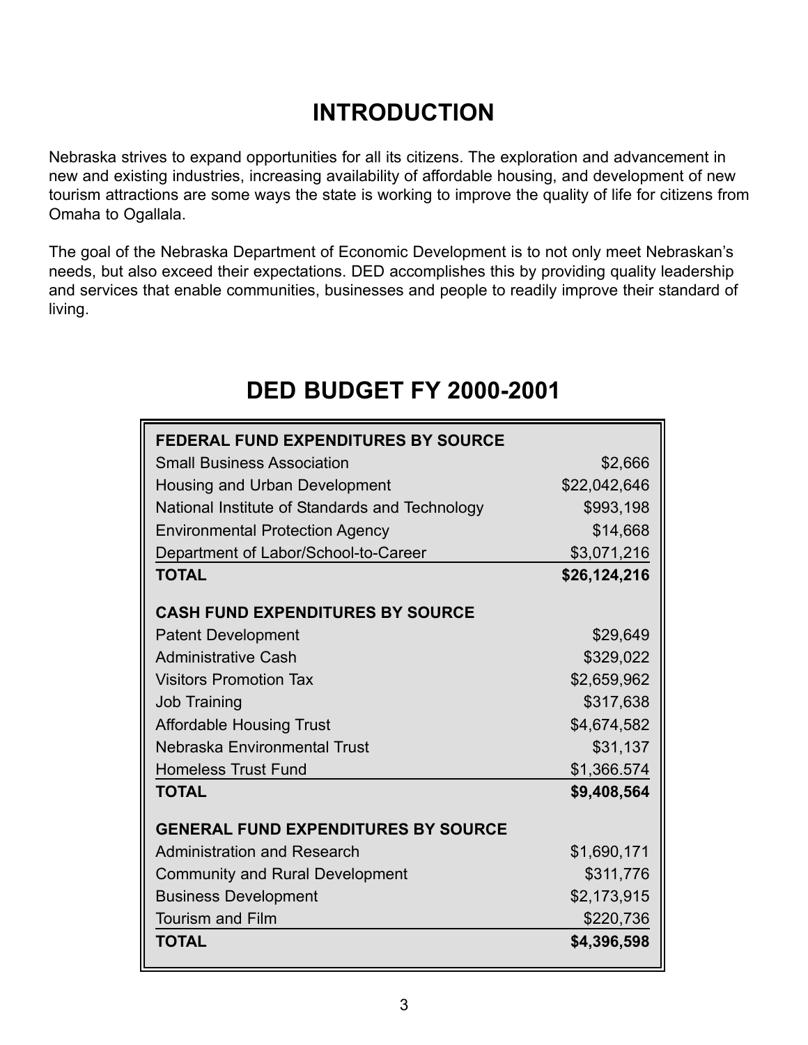# INTRODUCTION

Nebraska strives to expand opportunities for all its citizens. The exploration and advancement in new and existing industries, increasing availability of affordable housing, and development of new tourism attractions are some ways the state is working to improve the quality of life for citizens from Omaha to Ogallala.

The goal of the Nebraska Department of Economic Development is to not only meet Nebraskan's needs, but also exceed their expectations. DED accomplishes this by providing quality leadership and services that enable communities, businesses and people to readily improve their standard of living.

# DED BUDGET FY 2000-2001

| **FEDERAL FUND EXPENDITURES BY SOURCE** | |
|---|---|
| Small Business Association | $2,666 |
| Housing and Urban Development | $22,042,646 |
| National Institute of Standards and Technology | $993,198 |
| Environmental Protection Agency | $14,668 |
| Department of Labor/School-to-Career | $3,071,216 |
| **TOTAL** | **$26,124,216** |
| **CASH FUND EXPENDITURES BY SOURCE** | |
| Patent Development | $29,649 |
| Administrative Cash | $329,022 |
| Visitors Promotion Tax | $2,659,962 |
| Job Training | $317,638 |
| Affordable Housing Trust | $4,674,582 |
| Nebraska Environmental Trust | $31,137 |
| Homeless Trust Fund | $1,366.574 |
| **TOTAL** | **$9,408,564** |
| **GENERAL FUND EXPENDITURES BY SOURCE** | |
| Administration and Research | $1,690,171 |
| Community and Rural Development | $311,776 |
| Business Development | $2,173,915 |
| Tourism and Film | $220,736 |
| **TOTAL** | **$4,396,598** |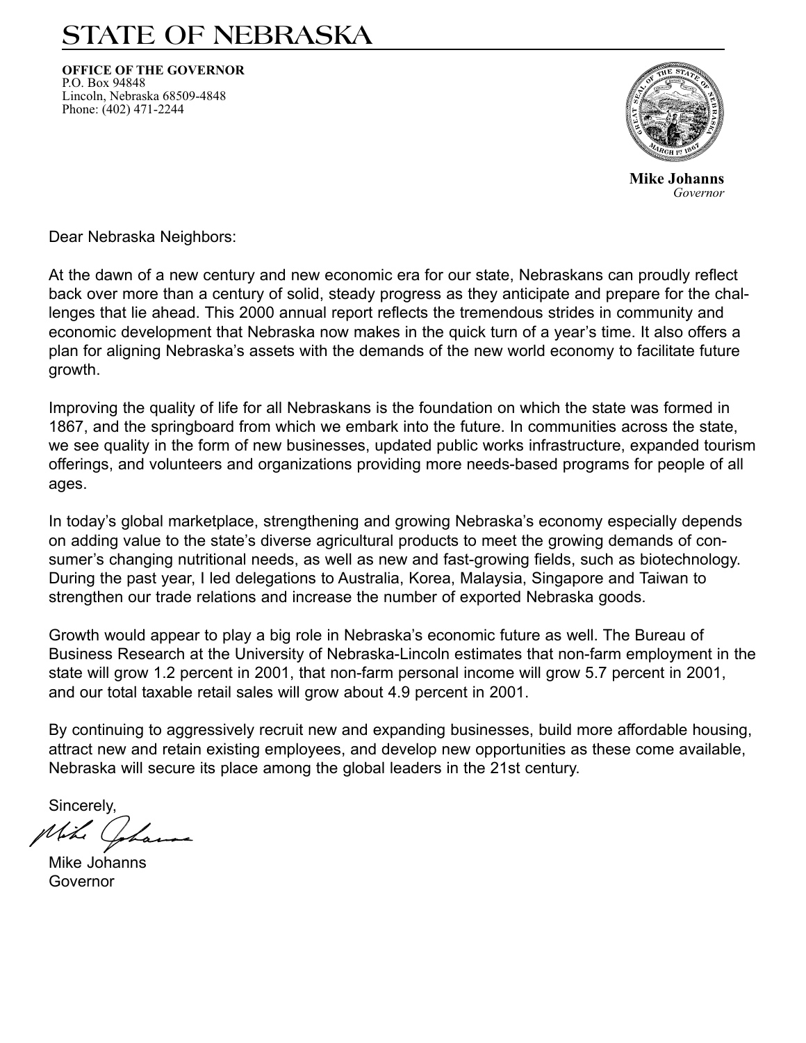# STATE OF NEBRASKA

**OFFICE OF THE GOVERNOR**
P.O. Box 94848
Lincoln, Nebraska 68509-4848
Phone: (402) 471-2244

**Mike Johanns**
*Governor*

Dear Nebraska Neighbors:

At the dawn of a new century and new economic era for our state, Nebraskans can proudly reflect back over more than a century of solid, steady progress as they anticipate and prepare for the challenges that lie ahead. This 2000 annual report reflects the tremendous strides in community and economic development that Nebraska now makes in the quick turn of a year's time. It also offers a plan for aligning Nebraska's assets with the demands of the new world economy to facilitate future growth.

Improving the quality of life for all Nebraskans is the foundation on which the state was formed in 1867, and the springboard from which we embark into the future. In communities across the state, we see quality in the form of new businesses, updated public works infrastructure, expanded tourism offerings, and volunteers and organizations providing more needs-based programs for people of all ages.

In today's global marketplace, strengthening and growing Nebraska's economy especially depends on adding value to the state's diverse agricultural products to meet the growing demands of consumer's changing nutritional needs, as well as new and fast-growing fields, such as biotechnology. During the past year, I led delegations to Australia, Korea, Malaysia, Singapore and Taiwan to strengthen our trade relations and increase the number of exported Nebraska goods.

Growth would appear to play a big role in Nebraska's economic future as well. The Bureau of Business Research at the University of Nebraska-Lincoln estimates that non-farm employment in the state will grow 1.2 percent in 2001, that non-farm personal income will grow 5.7 percent in 2001, and our total taxable retail sales will grow about 4.9 percent in 2001.

By continuing to aggressively recruit new and expanding businesses, build more affordable housing, attract new and retain existing employees, and develop new opportunities as these come available, Nebraska will secure its place among the global leaders in the 21st century.

Sincerely,

Mike Johanns
Governor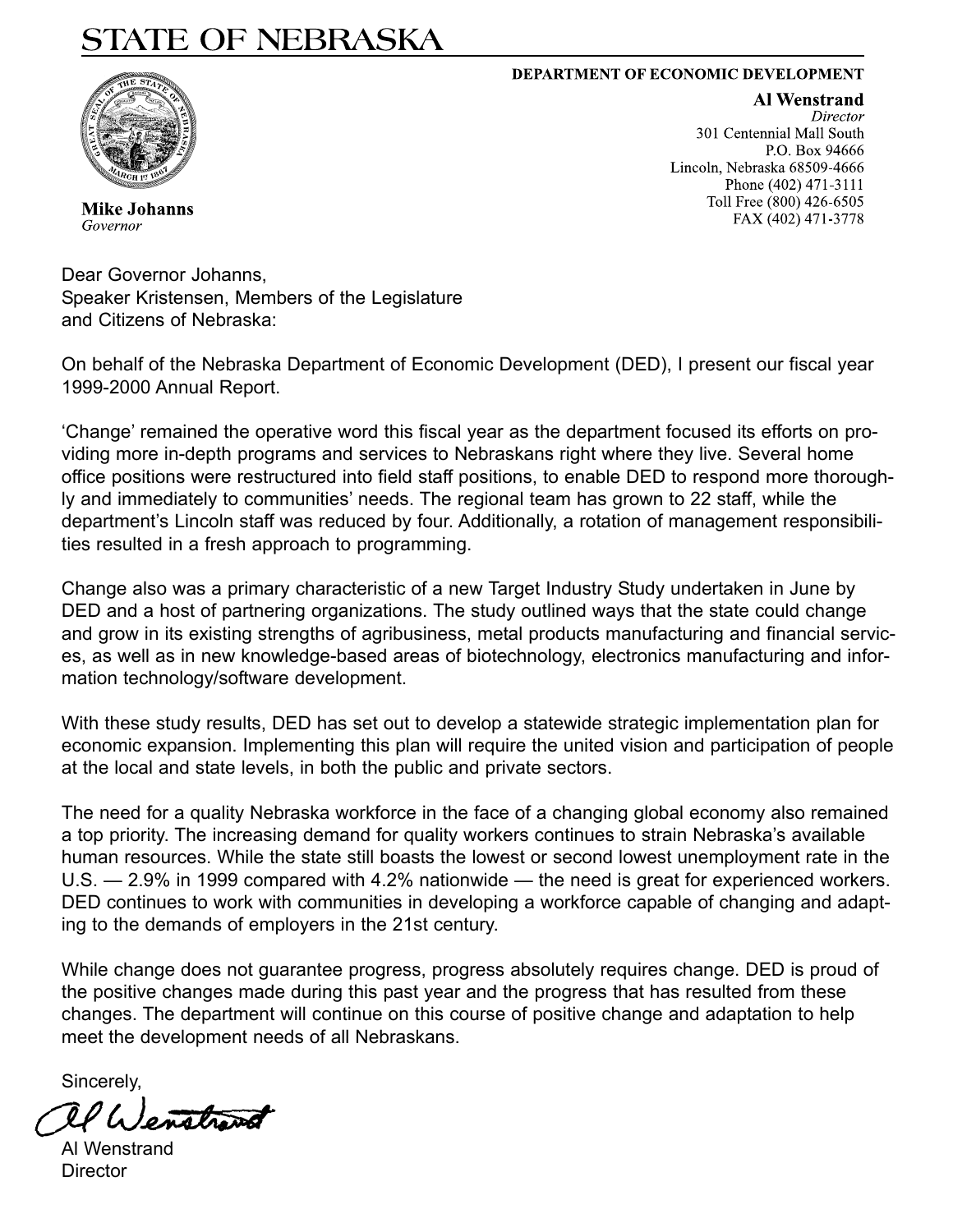# STATE OF NEBRASKA

**DEPARTMENT OF ECONOMIC DEVELOPMENT**

**Al Wenstrand**
*Director*
301 Centennial Mall South
P.O. Box 94666
Lincoln, Nebraska 68509-4666
Phone (402) 471-3111
Toll Free (800) 426-6505
FAX (402) 471-3778

**Mike Johanns**
*Governor*

Dear Governor Johanns,
Speaker Kristensen, Members of the Legislature
and Citizens of Nebraska:

On behalf of the Nebraska Department of Economic Development (DED), I present our fiscal year 1999-2000 Annual Report.

'Change' remained the operative word this fiscal year as the department focused its efforts on providing more in-depth programs and services to Nebraskans right where they live. Several home office positions were restructured into field staff positions, to enable DED to respond more thoroughly and immediately to communities' needs. The regional team has grown to 22 staff, while the department's Lincoln staff was reduced by four. Additionally, a rotation of management responsibilities resulted in a fresh approach to programming.

Change also was a primary characteristic of a new Target Industry Study undertaken in June by DED and a host of partnering organizations. The study outlined ways that the state could change and grow in its existing strengths of agribusiness, metal products manufacturing and financial services, as well as in new knowledge-based areas of biotechnology, electronics manufacturing and information technology/software development.

With these study results, DED has set out to develop a statewide strategic implementation plan for economic expansion. Implementing this plan will require the united vision and participation of people at the local and state levels, in both the public and private sectors.

The need for a quality Nebraska workforce in the face of a changing global economy also remained a top priority. The increasing demand for quality workers continues to strain Nebraska's available human resources. While the state still boasts the lowest or second lowest unemployment rate in the U.S. — 2.9% in 1999 compared with 4.2% nationwide — the need is great for experienced workers. DED continues to work with communities in developing a workforce capable of changing and adapting to the demands of employers in the 21st century.

While change does not guarantee progress, progress absolutely requires change. DED is proud of the positive changes made during this past year and the progress that has resulted from these changes. The department will continue on this course of positive change and adaptation to help meet the development needs of all Nebraskans.

Sincerely,

Al Wenstrand
Director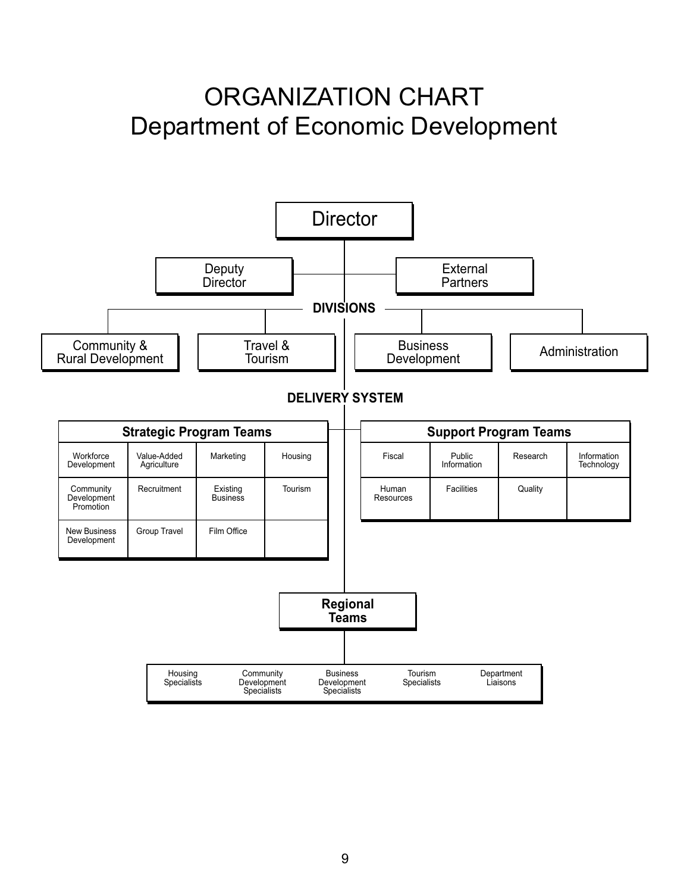# ORGANIZATION CHART
## Department of Economic Development

**Director**

Deputy Director | External Partners

**DIVISIONS**

- Community & Rural Development
- Travel & Tourism
- Business Development
- Administration

**DELIVERY SYSTEM**

| Strategic Program Teams | | | |
|---|---|---|---|
| Workforce Development | Value-Added Agriculture | Marketing | Housing |
| Community Development Promotion | Recruitment | Existing Business | Tourism |
| New Business Development | Group Travel | Film Office | |

| Support Program Teams | | | |
|---|---|---|---|
| Fiscal | Public Information | Research | Information Technology |
| Human Resources | Facilities | Quality | |

**Regional Teams**

| Housing Specialists | Community Development Specialists | Business Development Specialists | Tourism Specialists | Department Liaisons |
|---|---|---|---|---|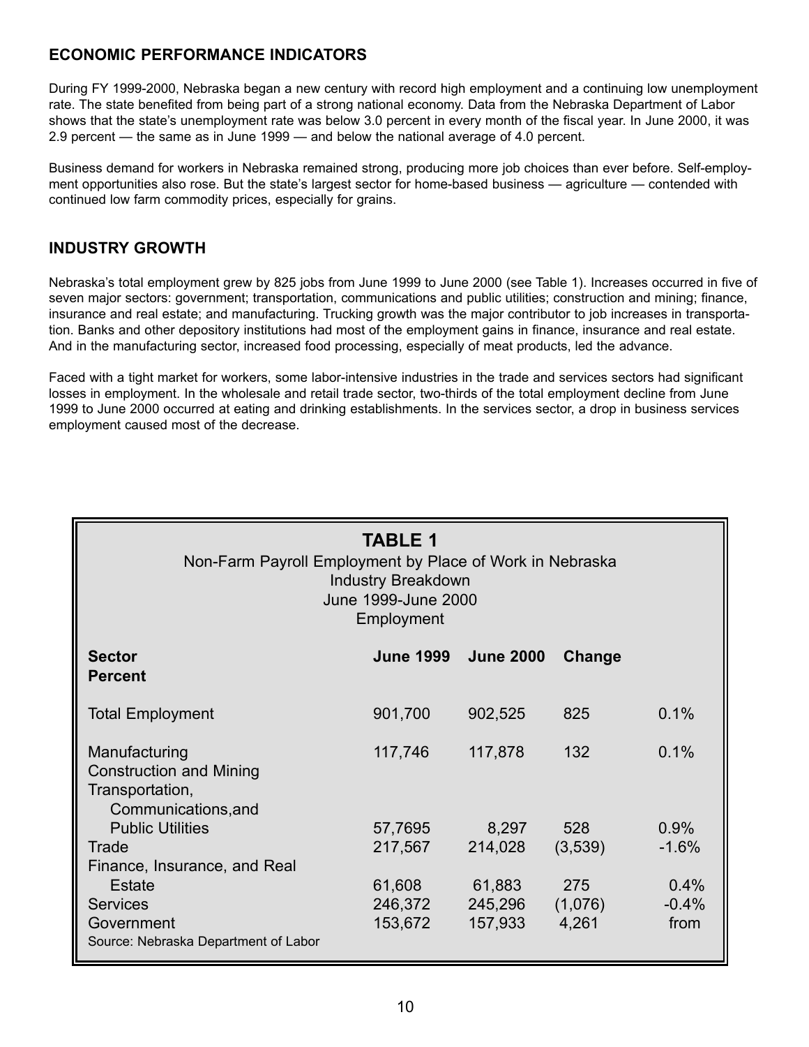## ECONOMIC PERFORMANCE INDICATORS

During FY 1999-2000, Nebraska began a new century with record high employment and a continuing low unemployment rate. The state benefited from being part of a strong national economy. Data from the Nebraska Department of Labor shows that the state's unemployment rate was below 3.0 percent in every month of the fiscal year. In June 2000, it was 2.9 percent — the same as in June 1999 — and below the national average of 4.0 percent.

Business demand for workers in Nebraska remained strong, producing more job choices than ever before. Self-employment opportunities also rose. But the state's largest sector for home-based business — agriculture — contended with continued low farm commodity prices, especially for grains.

## INDUSTRY GROWTH

Nebraska's total employment grew by 825 jobs from June 1999 to June 2000 (see Table 1). Increases occurred in five of seven major sectors: government; transportation, communications and public utilities; construction and mining; finance, insurance and real estate; and manufacturing. Trucking growth was the major contributor to job increases in transportation. Banks and other depository institutions had most of the employment gains in finance, insurance and real estate. And in the manufacturing sector, increased food processing, especially of meat products, led the advance.

Faced with a tight market for workers, some labor-intensive industries in the trade and services sectors had significant losses in employment. In the wholesale and retail trade sector, two-thirds of the total employment decline from June 1999 to June 2000 occurred at eating and drinking establishments. In the services sector, a drop in business services employment caused most of the decrease.

**TABLE 1**
Non-Farm Payroll Employment by Place of Work in Nebraska
Industry Breakdown
June 1999-June 2000
Employment

| Sector | June 1999 | June 2000 | Change | Percent |
|---|---|---|---|---|
| Total Employment | 901,700 | 902,525 | 825 | 0.1% |
| Manufacturing | 117,746 | 117,878 | 132 | 0.1% |
| Construction and Mining | | | | |
| Transportation, Communications,and Public Utilities | 57,7695 | 8,297 | 528 | 0.9% |
| Trade | 217,567 | 214,028 | (3,539) | -1.6% |
| Finance, Insurance, and Real Estate | 61,608 | 61,883 | 275 | 0.4% |
| Services | 246,372 | 245,296 | (1,076) | -0.4% |
| Government | 153,672 | 157,933 | 4,261 | from |

Source: Nebraska Department of Labor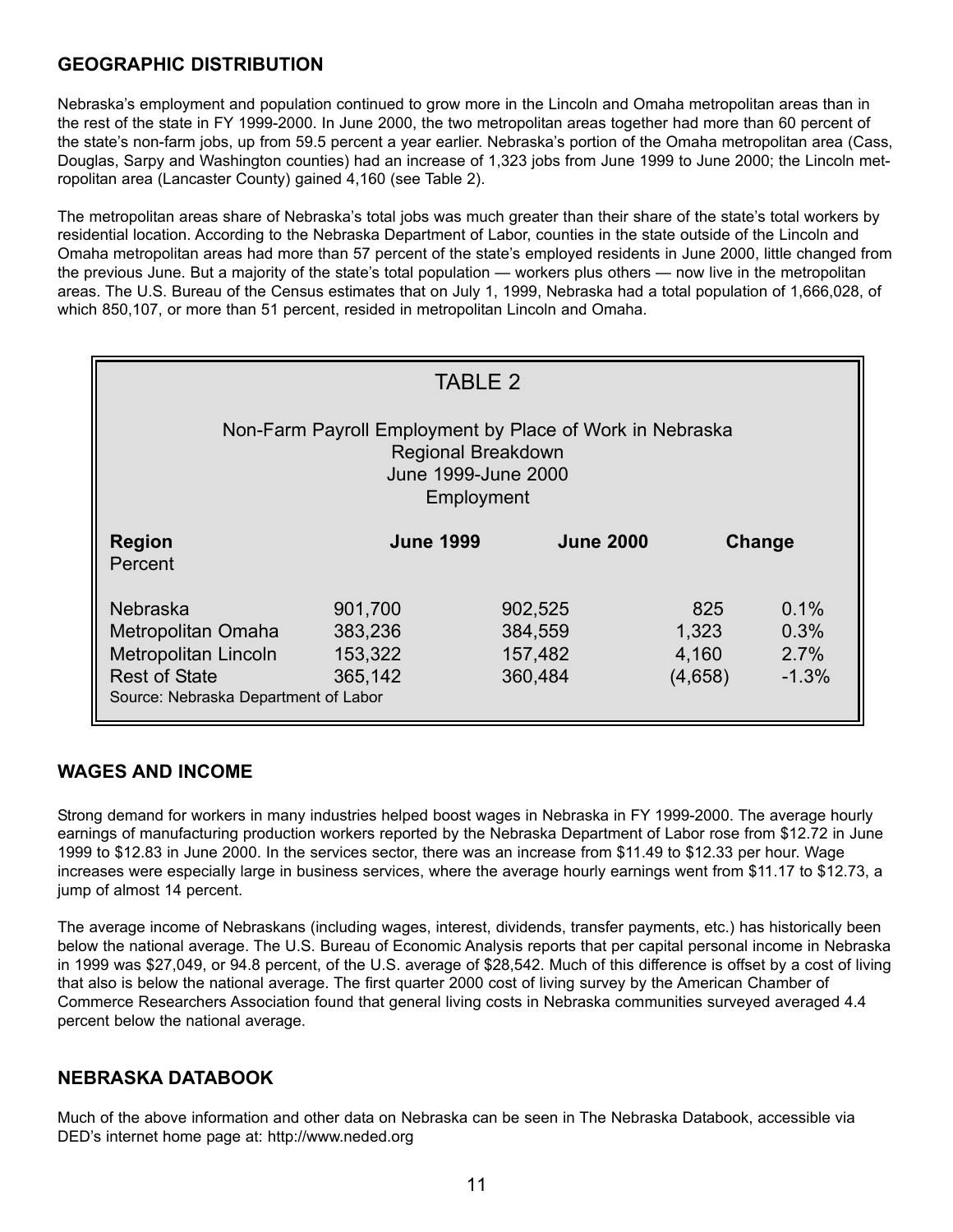## GEOGRAPHIC DISTRIBUTION

Nebraska's employment and population continued to grow more in the Lincoln and Omaha metropolitan areas than in the rest of the state in FY 1999-2000. In June 2000, the two metropolitan areas together had more than 60 percent of the state's non-farm jobs, up from 59.5 percent a year earlier. Nebraska's portion of the Omaha metropolitan area (Cass, Douglas, Sarpy and Washington counties) had an increase of 1,323 jobs from June 1999 to June 2000; the Lincoln metropolitan area (Lancaster County) gained 4,160 (see Table 2).

The metropolitan areas share of Nebraska's total jobs was much greater than their share of the state's total workers by residential location. According to the Nebraska Department of Labor, counties in the state outside of the Lincoln and Omaha metropolitan areas had more than 57 percent of the state's employed residents in June 2000, little changed from the previous June. But a majority of the state's total population — workers plus others — now live in the metropolitan areas. The U.S. Bureau of the Census estimates that on July 1, 1999, Nebraska had a total population of 1,666,028, of which 850,107, or more than 51 percent, resided in metropolitan Lincoln and Omaha.

TABLE 2

Non-Farm Payroll Employment by Place of Work in Nebraska
Regional Breakdown
June 1999-June 2000
Employment

| Region | June 1999 | June 2000 | Change | Percent |
|---|---|---|---|---|
| Nebraska | 901,700 | 902,525 | 825 | 0.1% |
| Metropolitan Omaha | 383,236 | 384,559 | 1,323 | 0.3% |
| Metropolitan Lincoln | 153,322 | 157,482 | 4,160 | 2.7% |
| Rest of State | 365,142 | 360,484 | (4,658) | -1.3% |

Source: Nebraska Department of Labor

## WAGES AND INCOME

Strong demand for workers in many industries helped boost wages in Nebraska in FY 1999-2000. The average hourly earnings of manufacturing production workers reported by the Nebraska Department of Labor rose from $12.72 in June 1999 to $12.83 in June 2000. In the services sector, there was an increase from $11.49 to $12.33 per hour. Wage increases were especially large in business services, where the average hourly earnings went from $11.17 to $12.73, a jump of almost 14 percent.

The average income of Nebraskans (including wages, interest, dividends, transfer payments, etc.) has historically been below the national average. The U.S. Bureau of Economic Analysis reports that per capital personal income in Nebraska in 1999 was $27,049, or 94.8 percent, of the U.S. average of $28,542. Much of this difference is offset by a cost of living that also is below the national average. The first quarter 2000 cost of living survey by the American Chamber of Commerce Researchers Association found that general living costs in Nebraska communities surveyed averaged 4.4 percent below the national average.

## NEBRASKA DATABOOK

Much of the above information and other data on Nebraska can be seen in The Nebraska Databook, accessible via DED's internet home page at: http://www.neded.org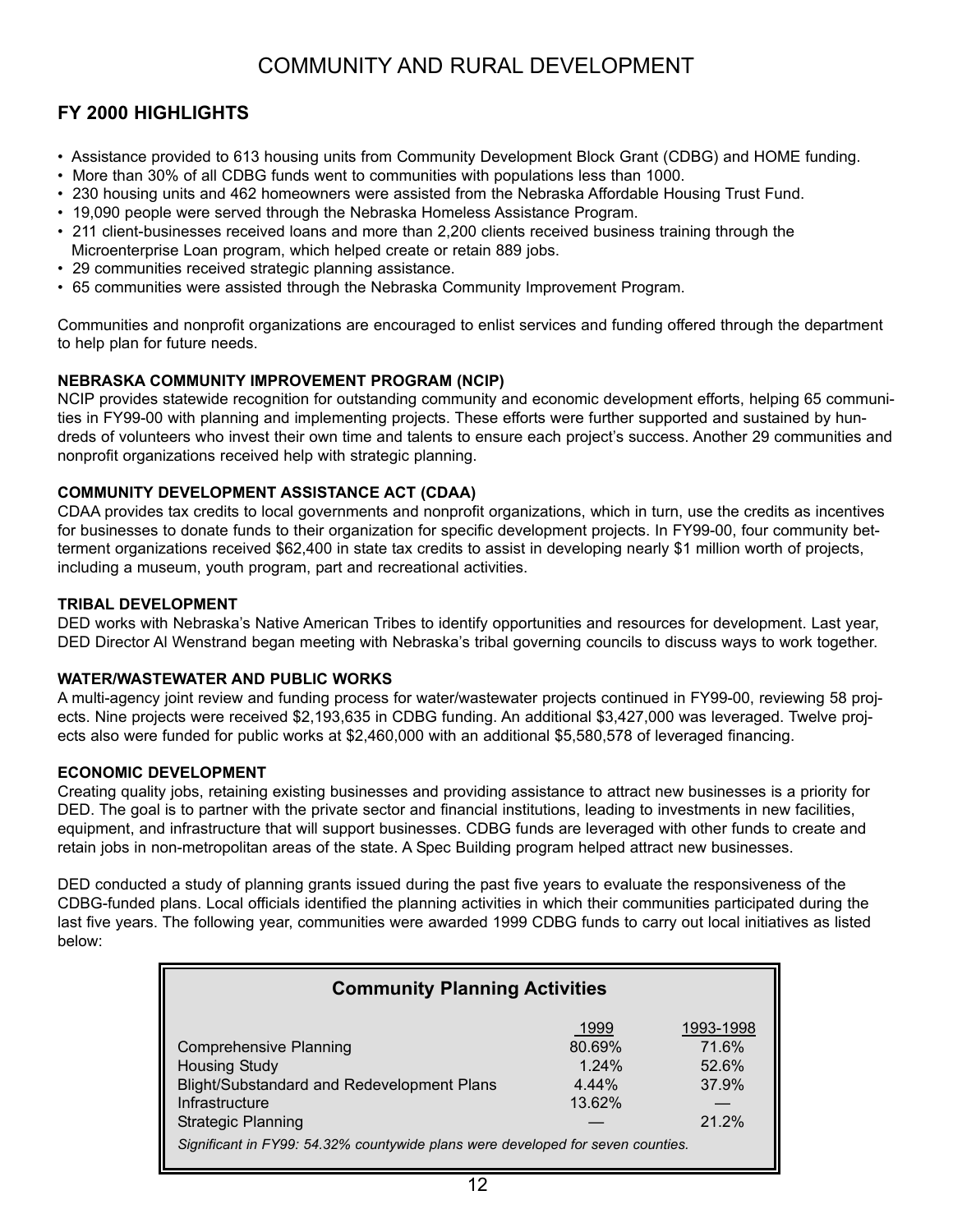# COMMUNITY AND RURAL DEVELOPMENT

## FY 2000 HIGHLIGHTS

- Assistance provided to 613 housing units from Community Development Block Grant (CDBG) and HOME funding.
- More than 30% of all CDBG funds went to communities with populations less than 1000.
- 230 housing units and 462 homeowners were assisted from the Nebraska Affordable Housing Trust Fund.
- 19,090 people were served through the Nebraska Homeless Assistance Program.
- 211 client-businesses received loans and more than 2,200 clients received business training through the Microenterprise Loan program, which helped create or retain 889 jobs.
- 29 communities received strategic planning assistance.
- 65 communities were assisted through the Nebraska Community Improvement Program.

Communities and nonprofit organizations are encouraged to enlist services and funding offered through the department to help plan for future needs.

**NEBRASKA COMMUNITY IMPROVEMENT PROGRAM (NCIP)**

NCIP provides statewide recognition for outstanding community and economic development efforts, helping 65 communities in FY99-00 with planning and implementing projects. These efforts were further supported and sustained by hundreds of volunteers who invest their own time and talents to ensure each project's success. Another 29 communities and nonprofit organizations received help with strategic planning.

**COMMUNITY DEVELOPMENT ASSISTANCE ACT (CDAA)**

CDAA provides tax credits to local governments and nonprofit organizations, which in turn, use the credits as incentives for businesses to donate funds to their organization for specific development projects. In FY99-00, four community betterment organizations received $62,400 in state tax credits to assist in developing nearly $1 million worth of projects, including a museum, youth program, part and recreational activities.

**TRIBAL DEVELOPMENT**

DED works with Nebraska's Native American Tribes to identify opportunities and resources for development. Last year, DED Director Al Wenstrand began meeting with Nebraska's tribal governing councils to discuss ways to work together.

**WATER/WASTEWATER AND PUBLIC WORKS**

A multi-agency joint review and funding process for water/wastewater projects continued in FY99-00, reviewing 58 projects. Nine projects were received $2,193,635 in CDBG funding. An additional $3,427,000 was leveraged. Twelve projects also were funded for public works at $2,460,000 with an additional $5,580,578 of leveraged financing.

**ECONOMIC DEVELOPMENT**

Creating quality jobs, retaining existing businesses and providing assistance to attract new businesses is a priority for DED. The goal is to partner with the private sector and financial institutions, leading to investments in new facilities, equipment, and infrastructure that will support businesses. CDBG funds are leveraged with other funds to create and retain jobs in non-metropolitan areas of the state. A Spec Building program helped attract new businesses.

DED conducted a study of planning grants issued during the past five years to evaluate the responsiveness of the CDBG-funded plans. Local officials identified the planning activities in which their communities participated during the last five years. The following year, communities were awarded 1999 CDBG funds to carry out local initiatives as listed below:

**Community Planning Activities**

| | 1999 | 1993-1998 |
|---|---|---|
| Comprehensive Planning | 80.69% | 71.6% |
| Housing Study | 1.24% | 52.6% |
| Blight/Substandard and Redevelopment Plans | 4.44% | 37.9% |
| Infrastructure | 13.62% | — |
| Strategic Planning | — | 21.2% |

*Significant in FY99: 54.32% countywide plans were developed for seven counties.*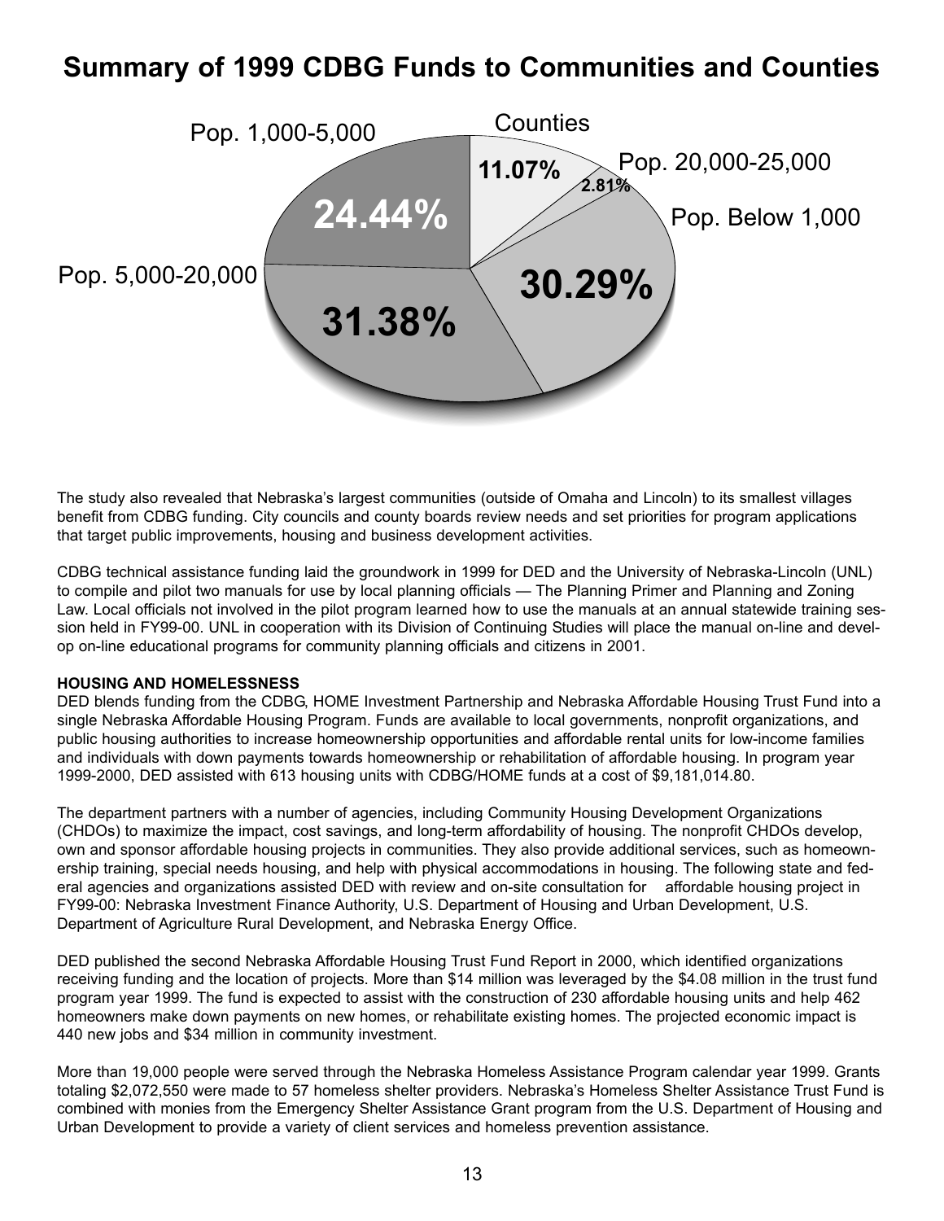# Summary of 1999 CDBG Funds to Communities and Counties

Counties 11.07%

Pop. 20,000-25,000 2.81%

Pop. Below 1,000 30.29%

Pop. 5,000-20,000 31.38%

Pop. 1,000-5,000 24.44%

The study also revealed that Nebraska's largest communities (outside of Omaha and Lincoln) to its smallest villages benefit from CDBG funding. City councils and county boards review needs and set priorities for program applications that target public improvements, housing and business development activities.

CDBG technical assistance funding laid the groundwork in 1999 for DED and the University of Nebraska-Lincoln (UNL) to compile and pilot two manuals for use by local planning officials — The Planning Primer and Planning and Zoning Law. Local officials not involved in the pilot program learned how to use the manuals at an annual statewide training session held in FY99-00. UNL in cooperation with its Division of Continuing Studies will place the manual on-line and develop on-line educational programs for community planning officials and citizens in 2001.

**HOUSING AND HOMELESSNESS**

DED blends funding from the CDBG, HOME Investment Partnership and Nebraska Affordable Housing Trust Fund into a single Nebraska Affordable Housing Program. Funds are available to local governments, nonprofit organizations, and public housing authorities to increase homeownership opportunities and affordable rental units for low-income families and individuals with down payments towards homeownership or rehabilitation of affordable housing. In program year 1999-2000, DED assisted with 613 housing units with CDBG/HOME funds at a cost of $9,181,014.80.

The department partners with a number of agencies, including Community Housing Development Organizations (CHDOs) to maximize the impact, cost savings, and long-term affordability of housing. The nonprofit CHDOs develop, own and sponsor affordable housing projects in communities. They also provide additional services, such as homeownership training, special needs housing, and help with physical accommodations in housing. The following state and federal agencies and organizations assisted DED with review and on-site consultation for affordable housing project in FY99-00: Nebraska Investment Finance Authority, U.S. Department of Housing and Urban Development, U.S. Department of Agriculture Rural Development, and Nebraska Energy Office.

DED published the second Nebraska Affordable Housing Trust Fund Report in 2000, which identified organizations receiving funding and the location of projects. More than $14 million was leveraged by the $4.08 million in the trust fund program year 1999. The fund is expected to assist with the construction of 230 affordable housing units and help 462 homeowners make down payments on new homes, or rehabilitate existing homes. The projected economic impact is 440 new jobs and $34 million in community investment.

More than 19,000 people were served through the Nebraska Homeless Assistance Program calendar year 1999. Grants totaling $2,072,550 were made to 57 homeless shelter providers. Nebraska's Homeless Shelter Assistance Trust Fund is combined with monies from the Emergency Shelter Assistance Grant program from the U.S. Department of Housing and Urban Development to provide a variety of client services and homeless prevention assistance.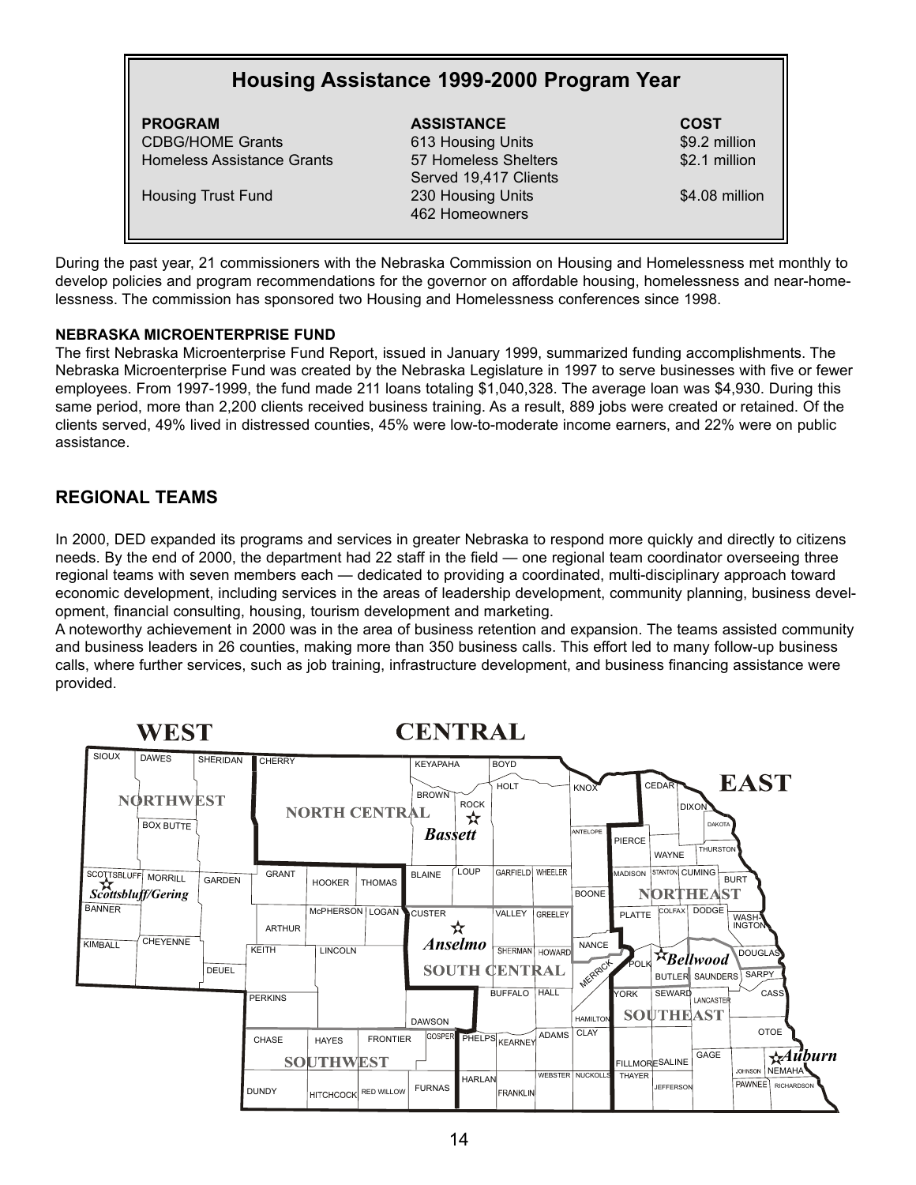## Housing Assistance 1999-2000 Program Year

| PROGRAM | ASSISTANCE | COST |
|---|---|---|
| CDBG/HOME Grants | 613 Housing Units | $9.2 million |
| Homeless Assistance Grants | 57 Homeless Shelters<br>Served 19,417 Clients | $2.1 million |
| Housing Trust Fund | 230 Housing Units<br>462 Homeowners | $4.08 million |

During the past year, 21 commissioners with the Nebraska Commission on Housing and Homelessness met monthly to develop policies and program recommendations for the governor on affordable housing, homelessness and near-homelessness. The commission has sponsored two Housing and Homelessness conferences since 1998.

**NEBRASKA MICROENTERPRISE FUND**

The first Nebraska Microenterprise Fund Report, issued in January 1999, summarized funding accomplishments. The Nebraska Microenterprise Fund was created by the Nebraska Legislature in 1997 to serve businesses with five or fewer employees. From 1997-1999, the fund made 211 loans totaling $1,040,328. The average loan was $4,930. During this same period, more than 2,200 clients received business training. As a result, 889 jobs were created or retained. Of the clients served, 49% lived in distressed counties, 45% were low-to-moderate income earners, and 22% were on public assistance.

## REGIONAL TEAMS

In 2000, DED expanded its programs and services in greater Nebraska to respond more quickly and directly to citizens needs. By the end of 2000, the department had 22 staff in the field — one regional team coordinator overseeing three regional teams with seven members each — dedicated to providing a coordinated, multi-disciplinary approach toward economic development, including services in the areas of leadership development, community planning, business development, financial consulting, housing, tourism development and marketing.

A noteworthy achievement in 2000 was in the area of business retention and expansion. The teams assisted community and business leaders in 26 counties, making more than 350 business calls. This effort led to many follow-up business calls, where further services, such as job training, infrastructure development, and business financing assistance were provided.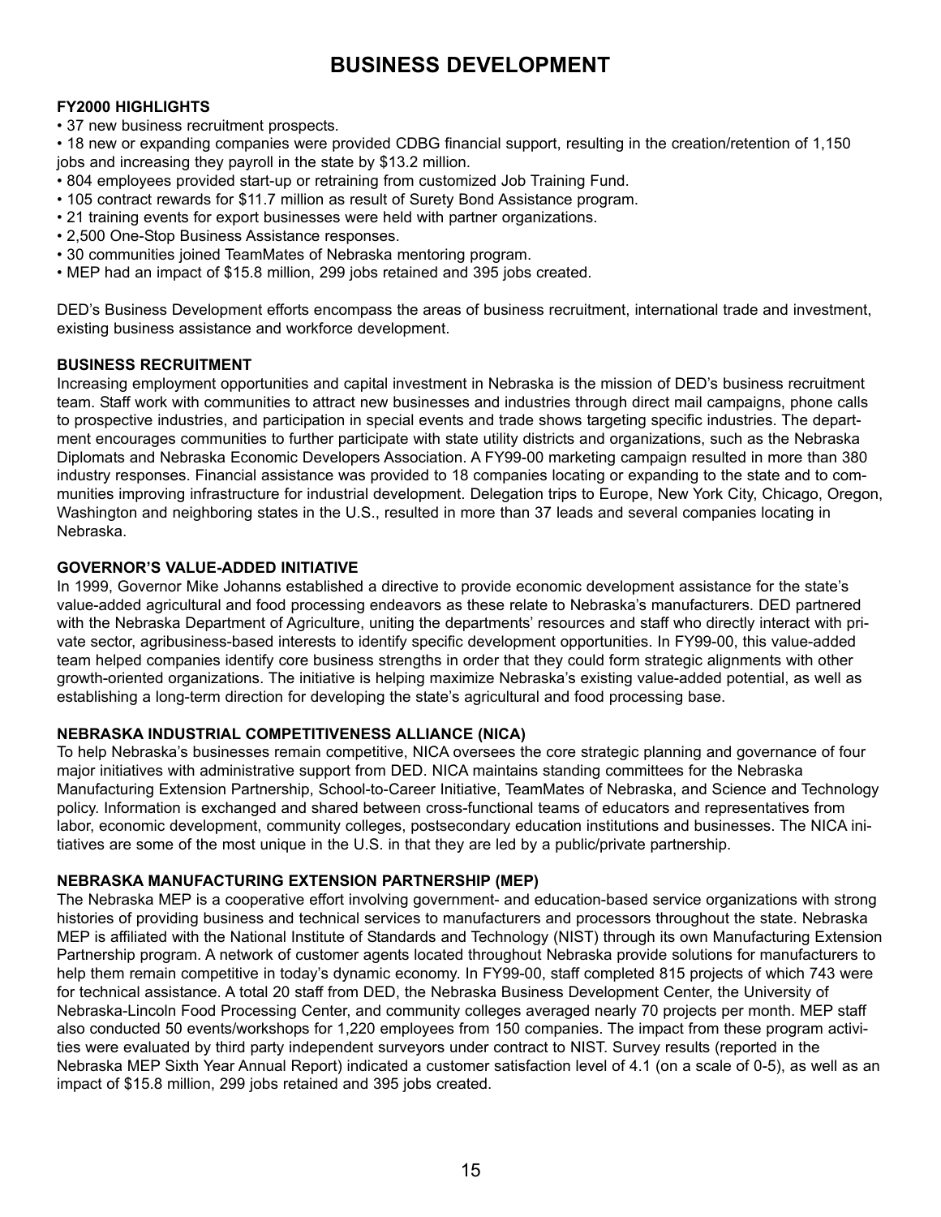# BUSINESS DEVELOPMENT

**FY2000 HIGHLIGHTS**

- 37 new business recruitment prospects.
- 18 new or expanding companies were provided CDBG financial support, resulting in the creation/retention of 1,150 jobs and increasing they payroll in the state by $13.2 million.
- 804 employees provided start-up or retraining from customized Job Training Fund.
- 105 contract rewards for $11.7 million as result of Surety Bond Assistance program.
- 21 training events for export businesses were held with partner organizations.
- 2,500 One-Stop Business Assistance responses.
- 30 communities joined TeamMates of Nebraska mentoring program.
- MEP had an impact of $15.8 million, 299 jobs retained and 395 jobs created.

DED's Business Development efforts encompass the areas of business recruitment, international trade and investment, existing business assistance and workforce development.

**BUSINESS RECRUITMENT**

Increasing employment opportunities and capital investment in Nebraska is the mission of DED's business recruitment team. Staff work with communities to attract new businesses and industries through direct mail campaigns, phone calls to prospective industries, and participation in special events and trade shows targeting specific industries. The department encourages communities to further participate with state utility districts and organizations, such as the Nebraska Diplomats and Nebraska Economic Developers Association. A FY99-00 marketing campaign resulted in more than 380 industry responses. Financial assistance was provided to 18 companies locating or expanding to the state and to communities improving infrastructure for industrial development. Delegation trips to Europe, New York City, Chicago, Oregon, Washington and neighboring states in the U.S., resulted in more than 37 leads and several companies locating in Nebraska.

**GOVERNOR'S VALUE-ADDED INITIATIVE**

In 1999, Governor Mike Johanns established a directive to provide economic development assistance for the state's value-added agricultural and food processing endeavors as these relate to Nebraska's manufacturers. DED partnered with the Nebraska Department of Agriculture, uniting the departments' resources and staff who directly interact with private sector, agribusiness-based interests to identify specific development opportunities. In FY99-00, this value-added team helped companies identify core business strengths in order that they could form strategic alignments with other growth-oriented organizations. The initiative is helping maximize Nebraska's existing value-added potential, as well as establishing a long-term direction for developing the state's agricultural and food processing base.

**NEBRASKA INDUSTRIAL COMPETITIVENESS ALLIANCE (NICA)**

To help Nebraska's businesses remain competitive, NICA oversees the core strategic planning and governance of four major initiatives with administrative support from DED. NICA maintains standing committees for the Nebraska Manufacturing Extension Partnership, School-to-Career Initiative, TeamMates of Nebraska, and Science and Technology policy. Information is exchanged and shared between cross-functional teams of educators and representatives from labor, economic development, community colleges, postsecondary education institutions and businesses. The NICA initiatives are some of the most unique in the U.S. in that they are led by a public/private partnership.

**NEBRASKA MANUFACTURING EXTENSION PARTNERSHIP (MEP)**

The Nebraska MEP is a cooperative effort involving government- and education-based service organizations with strong histories of providing business and technical services to manufacturers and processors throughout the state. Nebraska MEP is affiliated with the National Institute of Standards and Technology (NIST) through its own Manufacturing Extension Partnership program. A network of customer agents located throughout Nebraska provide solutions for manufacturers to help them remain competitive in today's dynamic economy. In FY99-00, staff completed 815 projects of which 743 were for technical assistance. A total 20 staff from DED, the Nebraska Business Development Center, the University of Nebraska-Lincoln Food Processing Center, and community colleges averaged nearly 70 projects per month. MEP staff also conducted 50 events/workshops for 1,220 employees from 150 companies. The impact from these program activities were evaluated by third party independent surveyors under contract to NIST. Survey results (reported in the Nebraska MEP Sixth Year Annual Report) indicated a customer satisfaction level of 4.1 (on a scale of 0-5), as well as an impact of $15.8 million, 299 jobs retained and 395 jobs created.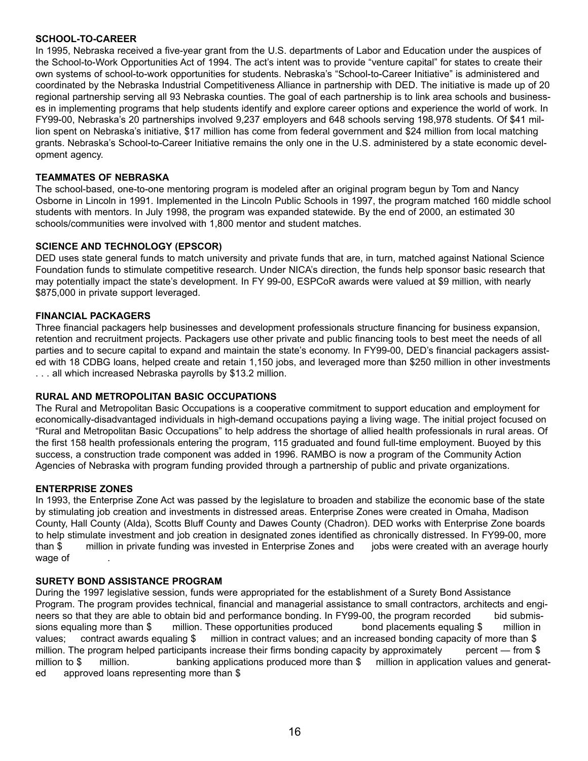### SCHOOL-TO-CAREER

In 1995, Nebraska received a five-year grant from the U.S. departments of Labor and Education under the auspices of the School-to-Work Opportunities Act of 1994. The act's intent was to provide "venture capital" for states to create their own systems of school-to-work opportunities for students. Nebraska's "School-to-Career Initiative" is administered and coordinated by the Nebraska Industrial Competitiveness Alliance in partnership with DED. The initiative is made up of 20 regional partnership serving all 93 Nebraska counties. The goal of each partnership is to link area schools and businesses in implementing programs that help students identify and explore career options and experience the world of work. In FY99-00, Nebraska's 20 partnerships involved 9,237 employers and 648 schools serving 198,978 students. Of $41 million spent on Nebraska's initiative, $17 million has come from federal government and $24 million from local matching grants. Nebraska's School-to-Career Initiative remains the only one in the U.S. administered by a state economic development agency.

### TEAMMATES OF NEBRASKA

The school-based, one-to-one mentoring program is modeled after an original program begun by Tom and Nancy Osborne in Lincoln in 1991. Implemented in the Lincoln Public Schools in 1997, the program matched 160 middle school students with mentors. In July 1998, the program was expanded statewide. By the end of 2000, an estimated 30 schools/communities were involved with 1,800 mentor and student matches.

### SCIENCE AND TECHNOLOGY (EPSCOR)

DED uses state general funds to match university and private funds that are, in turn, matched against National Science Foundation funds to stimulate competitive research. Under NICA's direction, the funds help sponsor basic research that may potentially impact the state's development. In FY 99-00, ESPCoR awards were valued at $9 million, with nearly $875,000 in private support leveraged.

### FINANCIAL PACKAGERS

Three financial packagers help businesses and development professionals structure financing for business expansion, retention and recruitment projects. Packagers use other private and public financing tools to best meet the needs of all parties and to secure capital to expand and maintain the state's economy. In FY99-00, DED's financial packagers assisted with 18 CDBG loans, helped create and retain 1,150 jobs, and leveraged more than $250 million in other investments . . . all which increased Nebraska payrolls by $13.2 million.

### RURAL AND METROPOLITAN BASIC OCCUPATIONS

The Rural and Metropolitan Basic Occupations is a cooperative commitment to support education and employment for economically-disadvantaged individuals in high-demand occupations paying a living wage. The initial project focused on "Rural and Metropolitan Basic Occupations" to help address the shortage of allied health professionals in rural areas. Of the first 158 health professionals entering the program, 115 graduated and found full-time employment. Buoyed by this success, a construction trade component was added in 1996. RAMBO is now a program of the Community Action Agencies of Nebraska with program funding provided through a partnership of public and private organizations.

### ENTERPRISE ZONES

In 1993, the Enterprise Zone Act was passed by the legislature to broaden and stabilize the economic base of the state by stimulating job creation and investments in distressed areas. Enterprise Zones were created in Omaha, Madison County, Hall County (Alda), Scotts Bluff County and Dawes County (Chadron). DED works with Enterprise Zone boards to help stimulate investment and job creation in designated zones identified as chronically distressed. In FY99-00, more than $ million in private funding was invested in Enterprise Zones and jobs were created with an average hourly wage of .

### SURETY BOND ASSISTANCE PROGRAM

During the 1997 legislative session, funds were appropriated for the establishment of a Surety Bond Assistance Program. The program provides technical, financial and managerial assistance to small contractors, architects and engineers so that they are able to obtain bid and performance bonding. In FY99-00, the program recorded bid submissions equaling more than $ million. These opportunities produced bond placements equaling $ million in values; contract awards equaling $ million in contract values; and an increased bonding capacity of more than $ million. The program helped participants increase their firms bonding capacity by approximately percent — from $ million to $ million. banking applications produced more than $ million in application values and generated approved loans representing more than $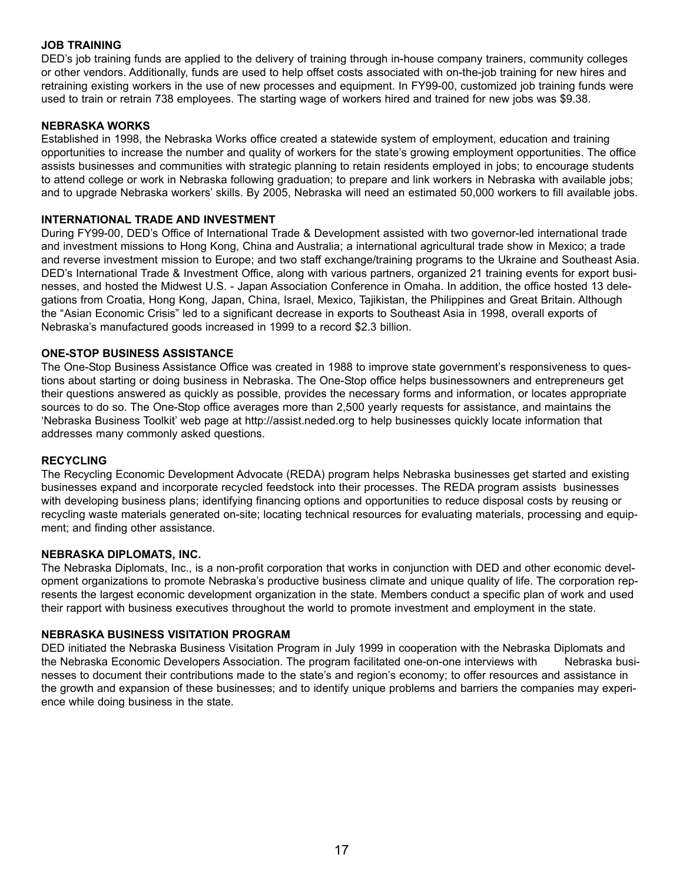### JOB TRAINING

DED's job training funds are applied to the delivery of training through in-house company trainers, community colleges or other vendors. Additionally, funds are used to help offset costs associated with on-the-job training for new hires and retraining existing workers in the use of new processes and equipment. In FY99-00, customized job training funds were used to train or retrain 738 employees. The starting wage of workers hired and trained for new jobs was $9.38.

### NEBRASKA WORKS

Established in 1998, the Nebraska Works office created a statewide system of employment, education and training opportunities to increase the number and quality of workers for the state's growing employment opportunities. The office assists businesses and communities with strategic planning to retain residents employed in jobs; to encourage students to attend college or work in Nebraska following graduation; to prepare and link workers in Nebraska with available jobs; and to upgrade Nebraska workers' skills. By 2005, Nebraska will need an estimated 50,000 workers to fill available jobs.

### INTERNATIONAL TRADE AND INVESTMENT

During FY99-00, DED's Office of International Trade & Development assisted with two governor-led international trade and investment missions to Hong Kong, China and Australia; a international agricultural trade show in Mexico; a trade and reverse investment mission to Europe; and two staff exchange/training programs to the Ukraine and Southeast Asia. DED's International Trade & Investment Office, along with various partners, organized 21 training events for export businesses, and hosted the Midwest U.S. - Japan Association Conference in Omaha. In addition, the office hosted 13 delegations from Croatia, Hong Kong, Japan, China, Israel, Mexico, Tajikistan, the Philippines and Great Britain. Although the "Asian Economic Crisis" led to a significant decrease in exports to Southeast Asia in 1998, overall exports of Nebraska's manufactured goods increased in 1999 to a record $2.3 billion.

### ONE-STOP BUSINESS ASSISTANCE

The One-Stop Business Assistance Office was created in 1988 to improve state government's responsiveness to questions about starting or doing business in Nebraska. The One-Stop office helps businessowners and entrepreneurs get their questions answered as quickly as possible, provides the necessary forms and information, or locates appropriate sources to do so. The One-Stop office averages more than 2,500 yearly requests for assistance, and maintains the 'Nebraska Business Toolkit' web page at http://assist.neded.org to help businesses quickly locate information that addresses many commonly asked questions.

### RECYCLING

The Recycling Economic Development Advocate (REDA) program helps Nebraska businesses get started and existing businesses expand and incorporate recycled feedstock into their processes. The REDA program assists businesses with developing business plans; identifying financing options and opportunities to reduce disposal costs by reusing or recycling waste materials generated on-site; locating technical resources for evaluating materials, processing and equipment; and finding other assistance.

### NEBRASKA DIPLOMATS, INC.

The Nebraska Diplomats, Inc., is a non-profit corporation that works in conjunction with DED and other economic development organizations to promote Nebraska's productive business climate and unique quality of life. The corporation represents the largest economic development organization in the state. Members conduct a specific plan of work and used their rapport with business executives throughout the world to promote investment and employment in the state.

### NEBRASKA BUSINESS VISITATION PROGRAM

DED initiated the Nebraska Business Visitation Program in July 1999 in cooperation with the Nebraska Diplomats and the Nebraska Economic Developers Association. The program facilitated one-on-one interviews with Nebraska businesses to document their contributions made to the state's and region's economy; to offer resources and assistance in the growth and expansion of these businesses; and to identify unique problems and barriers the companies may experience while doing business in the state.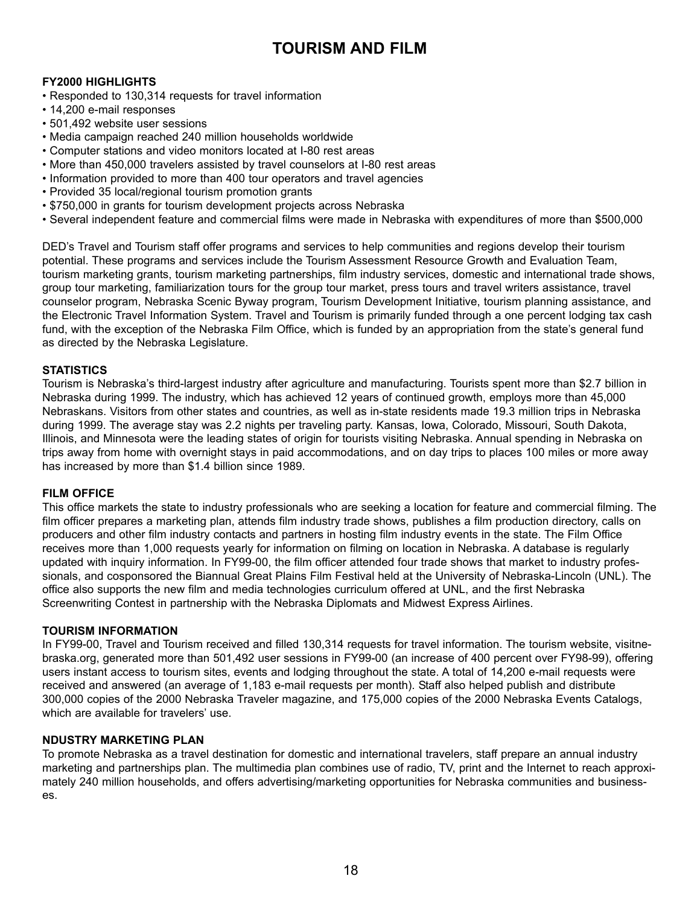# TOURISM AND FILM

**FY2000 HIGHLIGHTS**

- Responded to 130,314 requests for travel information
- 14,200 e-mail responses
- 501,492 website user sessions
- Media campaign reached 240 million households worldwide
- Computer stations and video monitors located at I-80 rest areas
- More than 450,000 travelers assisted by travel counselors at I-80 rest areas
- Information provided to more than 400 tour operators and travel agencies
- Provided 35 local/regional tourism promotion grants
- $750,000 in grants for tourism development projects across Nebraska
- Several independent feature and commercial films were made in Nebraska with expenditures of more than $500,000

DED's Travel and Tourism staff offer programs and services to help communities and regions develop their tourism potential. These programs and services include the Tourism Assessment Resource Growth and Evaluation Team, tourism marketing grants, tourism marketing partnerships, film industry services, domestic and international trade shows, group tour marketing, familiarization tours for the group tour market, press tours and travel writers assistance, travel counselor program, Nebraska Scenic Byway program, Tourism Development Initiative, tourism planning assistance, and the Electronic Travel Information System. Travel and Tourism is primarily funded through a one percent lodging tax cash fund, with the exception of the Nebraska Film Office, which is funded by an appropriation from the state's general fund as directed by the Nebraska Legislature.

**STATISTICS**

Tourism is Nebraska's third-largest industry after agriculture and manufacturing. Tourists spent more than $2.7 billion in Nebraska during 1999. The industry, which has achieved 12 years of continued growth, employs more than 45,000 Nebraskans. Visitors from other states and countries, as well as in-state residents made 19.3 million trips in Nebraska during 1999. The average stay was 2.2 nights per traveling party. Kansas, Iowa, Colorado, Missouri, South Dakota, Illinois, and Minnesota were the leading states of origin for tourists visiting Nebraska. Annual spending in Nebraska on trips away from home with overnight stays in paid accommodations, and on day trips to places 100 miles or more away has increased by more than $1.4 billion since 1989.

**FILM OFFICE**

This office markets the state to industry professionals who are seeking a location for feature and commercial filming. The film officer prepares a marketing plan, attends film industry trade shows, publishes a film production directory, calls on producers and other film industry contacts and partners in hosting film industry events in the state. The Film Office receives more than 1,000 requests yearly for information on filming on location in Nebraska. A database is regularly updated with inquiry information. In FY99-00, the film officer attended four trade shows that market to industry professionals, and cosponsored the Biannual Great Plains Film Festival held at the University of Nebraska-Lincoln (UNL). The office also supports the new film and media technologies curriculum offered at UNL, and the first Nebraska Screenwriting Contest in partnership with the Nebraska Diplomats and Midwest Express Airlines.

**TOURISM INFORMATION**

In FY99-00, Travel and Tourism received and filled 130,314 requests for travel information. The tourism website, visitnebraska.org, generated more than 501,492 user sessions in FY99-00 (an increase of 400 percent over FY98-99), offering users instant access to tourism sites, events and lodging throughout the state. A total of 14,200 e-mail requests were received and answered (an average of 1,183 e-mail requests per month). Staff also helped publish and distribute 300,000 copies of the 2000 Nebraska Traveler magazine, and 175,000 copies of the 2000 Nebraska Events Catalogs, which are available for travelers' use.

**NDUSTRY MARKETING PLAN**

To promote Nebraska as a travel destination for domestic and international travelers, staff prepare an annual industry marketing and partnerships plan. The multimedia plan combines use of radio, TV, print and the Internet to reach approximately 240 million households, and offers advertising/marketing opportunities for Nebraska communities and businesses.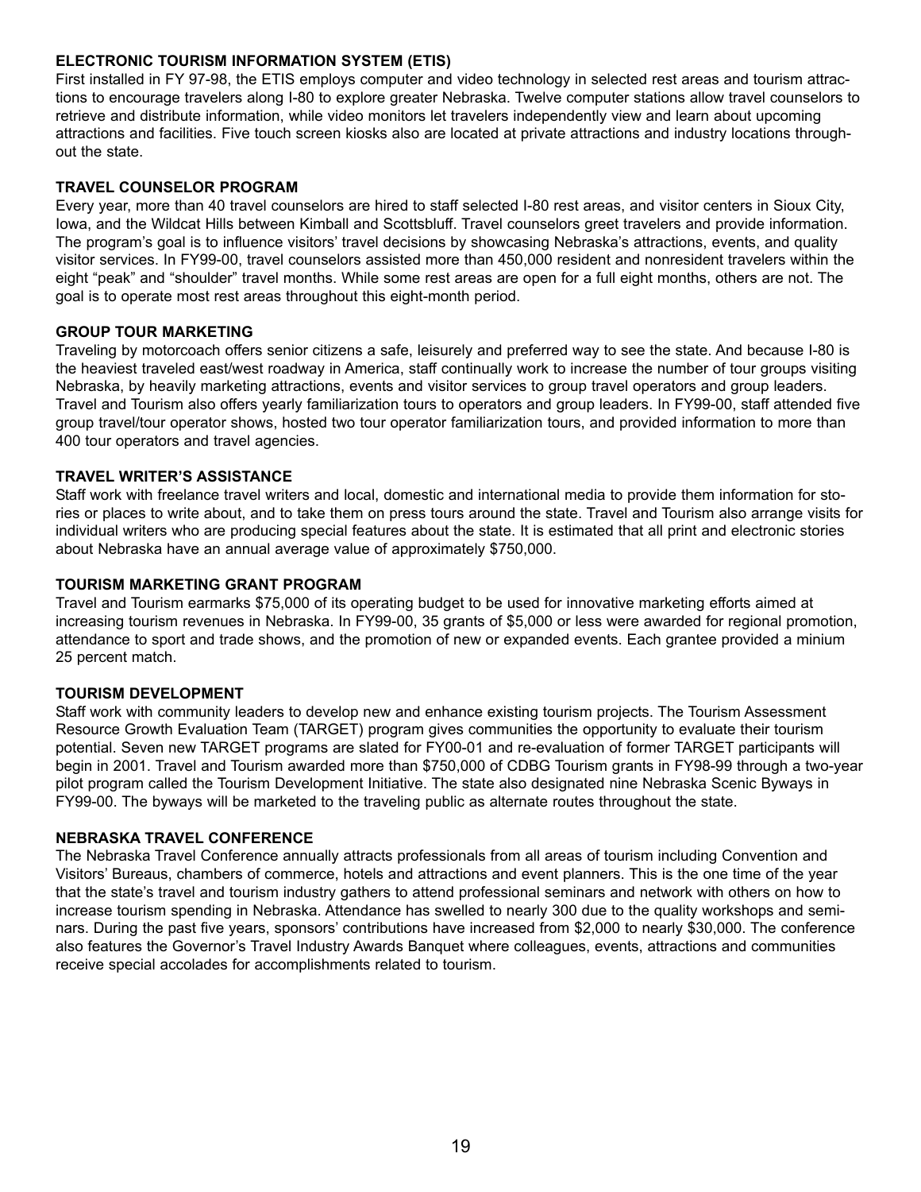## ELECTRONIC TOURISM INFORMATION SYSTEM (ETIS)

First installed in FY 97-98, the ETIS employs computer and video technology in selected rest areas and tourism attractions to encourage travelers along I-80 to explore greater Nebraska. Twelve computer stations allow travel counselors to retrieve and distribute information, while video monitors let travelers independently view and learn about upcoming attractions and facilities. Five touch screen kiosks also are located at private attractions and industry locations throughout the state.

## TRAVEL COUNSELOR PROGRAM

Every year, more than 40 travel counselors are hired to staff selected I-80 rest areas, and visitor centers in Sioux City, Iowa, and the Wildcat Hills between Kimball and Scottsbluff. Travel counselors greet travelers and provide information. The program's goal is to influence visitors' travel decisions by showcasing Nebraska's attractions, events, and quality visitor services. In FY99-00, travel counselors assisted more than 450,000 resident and nonresident travelers within the eight "peak" and "shoulder" travel months. While some rest areas are open for a full eight months, others are not. The goal is to operate most rest areas throughout this eight-month period.

## GROUP TOUR MARKETING

Traveling by motorcoach offers senior citizens a safe, leisurely and preferred way to see the state. And because I-80 is the heaviest traveled east/west roadway in America, staff continually work to increase the number of tour groups visiting Nebraska, by heavily marketing attractions, events and visitor services to group travel operators and group leaders. Travel and Tourism also offers yearly familiarization tours to operators and group leaders. In FY99-00, staff attended five group travel/tour operator shows, hosted two tour operator familiarization tours, and provided information to more than 400 tour operators and travel agencies.

## TRAVEL WRITER'S ASSISTANCE

Staff work with freelance travel writers and local, domestic and international media to provide them information for stories or places to write about, and to take them on press tours around the state. Travel and Tourism also arrange visits for individual writers who are producing special features about the state. It is estimated that all print and electronic stories about Nebraska have an annual average value of approximately $750,000.

## TOURISM MARKETING GRANT PROGRAM

Travel and Tourism earmarks $75,000 of its operating budget to be used for innovative marketing efforts aimed at increasing tourism revenues in Nebraska. In FY99-00, 35 grants of $5,000 or less were awarded for regional promotion, attendance to sport and trade shows, and the promotion of new or expanded events. Each grantee provided a minium 25 percent match.

## TOURISM DEVELOPMENT

Staff work with community leaders to develop new and enhance existing tourism projects. The Tourism Assessment Resource Growth Evaluation Team (TARGET) program gives communities the opportunity to evaluate their tourism potential. Seven new TARGET programs are slated for FY00-01 and re-evaluation of former TARGET participants will begin in 2001. Travel and Tourism awarded more than $750,000 of CDBG Tourism grants in FY98-99 through a two-year pilot program called the Tourism Development Initiative. The state also designated nine Nebraska Scenic Byways in FY99-00. The byways will be marketed to the traveling public as alternate routes throughout the state.

## NEBRASKA TRAVEL CONFERENCE

The Nebraska Travel Conference annually attracts professionals from all areas of tourism including Convention and Visitors' Bureaus, chambers of commerce, hotels and attractions and event planners. This is the one time of the year that the state's travel and tourism industry gathers to attend professional seminars and network with others on how to increase tourism spending in Nebraska. Attendance has swelled to nearly 300 due to the quality workshops and seminars. During the past five years, sponsors' contributions have increased from $2,000 to nearly $30,000. The conference also features the Governor's Travel Industry Awards Banquet where colleagues, events, attractions and communities receive special accolades for accomplishments related to tourism.